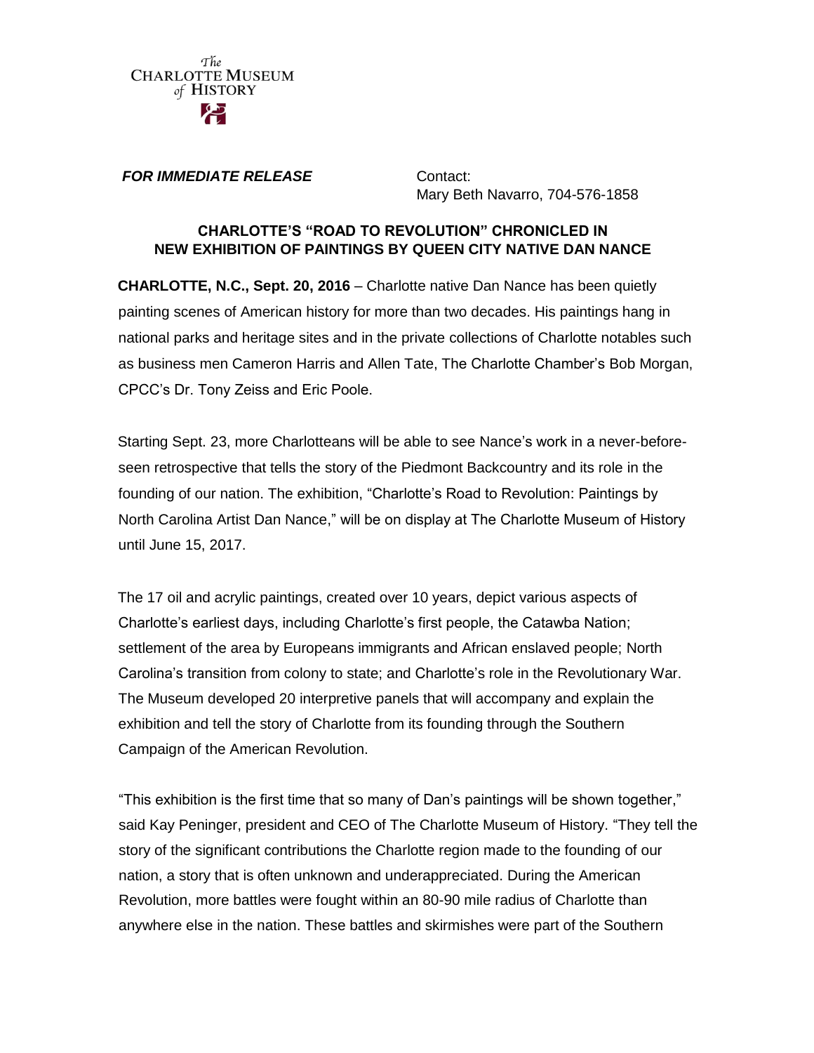The Charlotte Museum of History

***FOR IMMEDIATE RELEASE***

Contact:
Mary Beth Navarro, 704-576-1858

**CHARLOTTE'S "ROAD TO REVOLUTION" CHRONICLED IN NEW EXHIBITION OF PAINTINGS BY QUEEN CITY NATIVE DAN NANCE**

**CHARLOTTE, N.C., Sept. 20, 2016** – Charlotte native Dan Nance has been quietly painting scenes of American history for more than two decades. His paintings hang in national parks and heritage sites and in the private collections of Charlotte notables such as business men Cameron Harris and Allen Tate, The Charlotte Chamber's Bob Morgan, CPCC's Dr. Tony Zeiss and Eric Poole.

Starting Sept. 23, more Charlotteans will be able to see Nance's work in a never-before-seen retrospective that tells the story of the Piedmont Backcountry and its role in the founding of our nation. The exhibition, "Charlotte's Road to Revolution: Paintings by North Carolina Artist Dan Nance," will be on display at The Charlotte Museum of History until June 15, 2017.

The 17 oil and acrylic paintings, created over 10 years, depict various aspects of Charlotte's earliest days, including Charlotte's first people, the Catawba Nation; settlement of the area by Europeans immigrants and African enslaved people; North Carolina's transition from colony to state; and Charlotte's role in the Revolutionary War. The Museum developed 20 interpretive panels that will accompany and explain the exhibition and tell the story of Charlotte from its founding through the Southern Campaign of the American Revolution.

"This exhibition is the first time that so many of Dan's paintings will be shown together," said Kay Peninger, president and CEO of The Charlotte Museum of History. "They tell the story of the significant contributions the Charlotte region made to the founding of our nation, a story that is often unknown and underappreciated. During the American Revolution, more battles were fought within an 80-90 mile radius of Charlotte than anywhere else in the nation. These battles and skirmishes were part of the Southern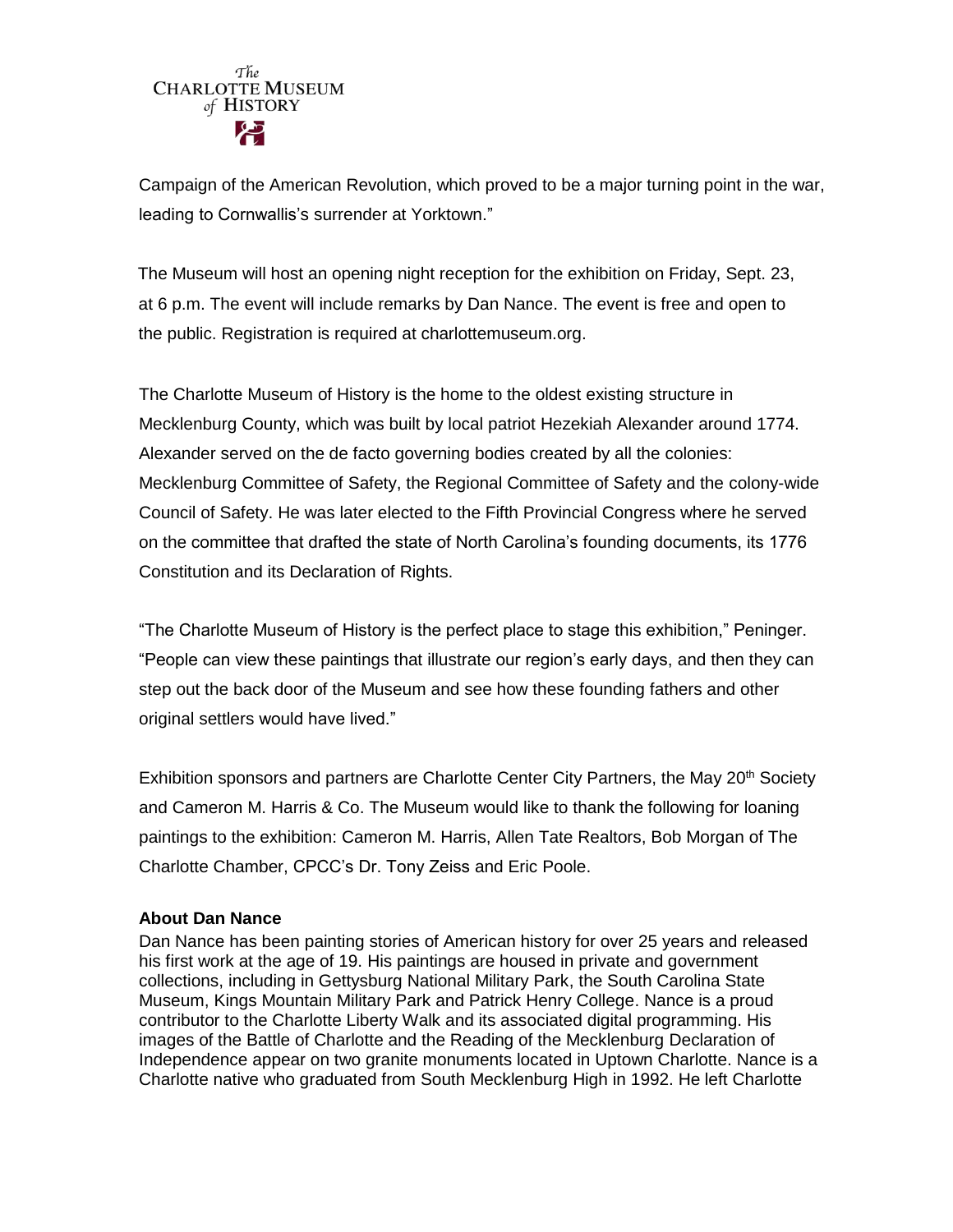Campaign of the American Revolution, which proved to be a major turning point in the war, leading to Cornwallis's surrender at Yorktown."

The Museum will host an opening night reception for the exhibition on Friday, Sept. 23, at 6 p.m. The event will include remarks by Dan Nance. The event is free and open to the public. Registration is required at charlottemuseum.org.

The Charlotte Museum of History is the home to the oldest existing structure in Mecklenburg County, which was built by local patriot Hezekiah Alexander around 1774. Alexander served on the de facto governing bodies created by all the colonies: Mecklenburg Committee of Safety, the Regional Committee of Safety and the colony-wide Council of Safety. He was later elected to the Fifth Provincial Congress where he served on the committee that drafted the state of North Carolina's founding documents, its 1776 Constitution and its Declaration of Rights.

"The Charlotte Museum of History is the perfect place to stage this exhibition," Peninger. "People can view these paintings that illustrate our region's early days, and then they can step out the back door of the Museum and see how these founding fathers and other original settlers would have lived."

Exhibition sponsors and partners are Charlotte Center City Partners, the May 20th Society and Cameron M. Harris & Co. The Museum would like to thank the following for loaning paintings to the exhibition: Cameron M. Harris, Allen Tate Realtors, Bob Morgan of The Charlotte Chamber, CPCC's Dr. Tony Zeiss and Eric Poole.

**About Dan Nance**

Dan Nance has been painting stories of American history for over 25 years and released his first work at the age of 19. His paintings are housed in private and government collections, including in Gettysburg National Military Park, the South Carolina State Museum, Kings Mountain Military Park and Patrick Henry College. Nance is a proud contributor to the Charlotte Liberty Walk and its associated digital programming. His images of the Battle of Charlotte and the Reading of the Mecklenburg Declaration of Independence appear on two granite monuments located in Uptown Charlotte. Nance is a Charlotte native who graduated from South Mecklenburg High in 1992. He left Charlotte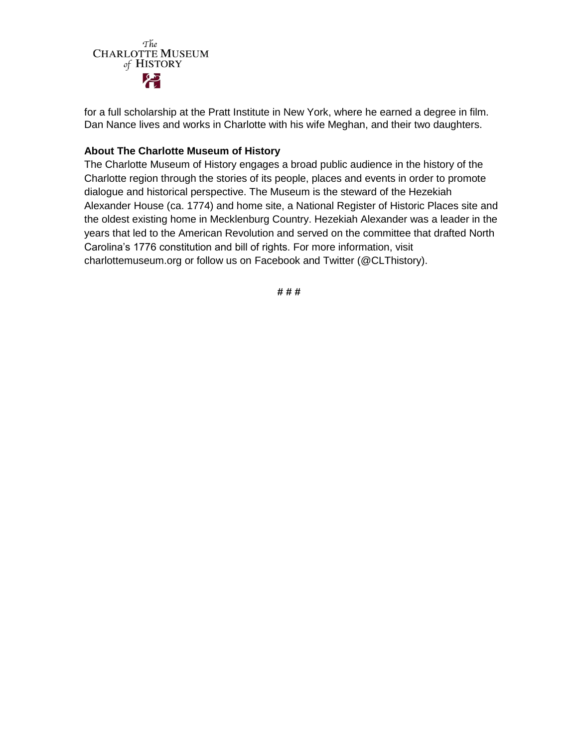for a full scholarship at the Pratt Institute in New York, where he earned a degree in film. Dan Nance lives and works in Charlotte with his wife Meghan, and their two daughters.

**About The Charlotte Museum of History**

The Charlotte Museum of History engages a broad public audience in the history of the Charlotte region through the stories of its people, places and events in order to promote dialogue and historical perspective. The Museum is the steward of the Hezekiah Alexander House (ca. 1774) and home site, a National Register of Historic Places site and the oldest existing home in Mecklenburg Country. Hezekiah Alexander was a leader in the years that led to the American Revolution and served on the committee that drafted North Carolina's 1776 constitution and bill of rights. For more information, visit charlottemuseum.org or follow us on Facebook and Twitter (@CLThistory).

# # #